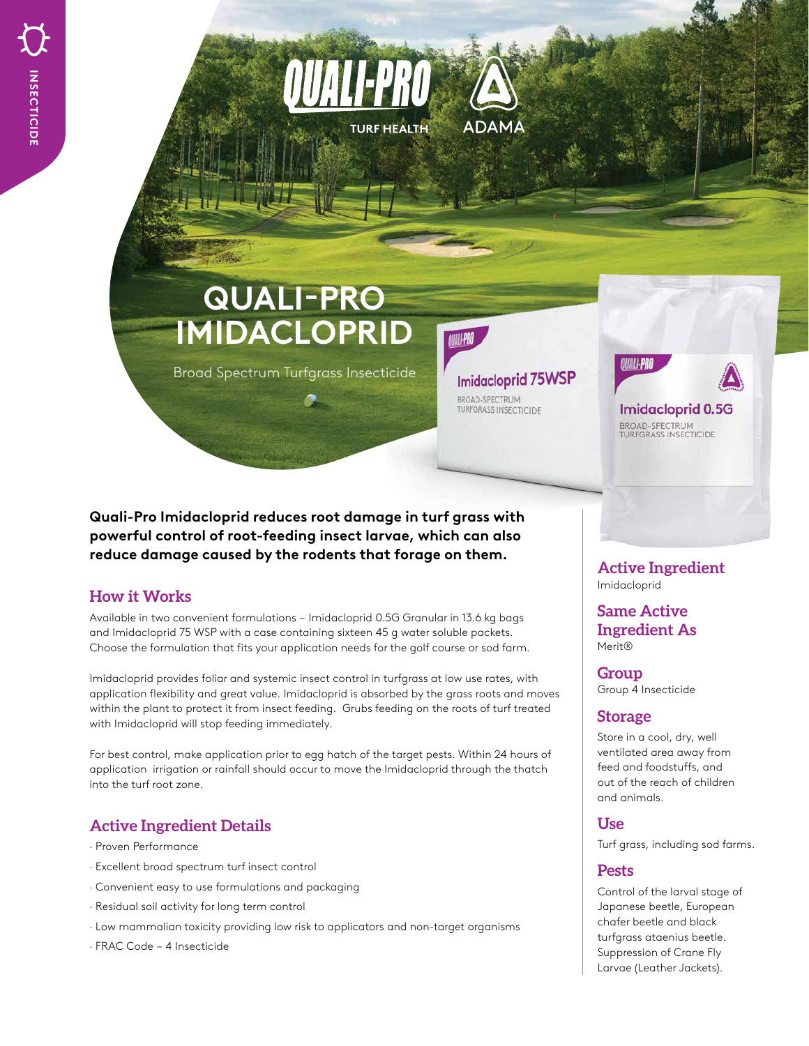INSECTICIDE

QUALI-PRO TURF HEALTH ADAMA

# QUALI-PRO IMIDACLOPRID

Broad Spectrum Turfgrass Insecticide

**Quali-Pro Imidacloprid reduces root damage in turf grass with powerful control of root-feeding insect larvae, which can also reduce damage caused by the rodents that forage on them.**

## How it Works

Available in two convenient formulations – Imidacloprid 0.5G Granular in 13.6 kg bags and Imidacloprid 75 WSP with a case containing sixteen 45 g water soluble packets. Choose the formulation that fits your application needs for the golf course or sod farm.

Imidacloprid provides foliar and systemic insect control in turfgrass at low use rates, with application flexibility and great value. Imidacloprid is absorbed by the grass roots and moves within the plant to protect it from insect feeding. Grubs feeding on the roots of turf treated with Imidacloprid will stop feeding immediately.

For best control, make application prior to egg hatch of the target pests. Within 24 hours of application irrigation or rainfall should occur to move the Imidacloprid through the thatch into the turf root zone.

## Active Ingredient Details

- Proven Performance
- Excellent broad spectrum turf insect control
- Convenient easy to use formulations and packaging
- Residual soil activity for long term control
- Low mammalian toxicity providing low risk to applicators and non-target organisms
- FRAC Code – 4 Insecticide

## Active Ingredient

Imidacloprid

## Same Active Ingredient As

Merit®

## Group

Group 4 Insecticide

## Storage

Store in a cool, dry, well ventilated area away from feed and foodstuffs, and out of the reach of children and animals.

## Use

Turf grass, including sod farms.

## Pests

Control of the larval stage of Japanese beetle, European chafer beetle and black turfgrass ataenius beetle. Suppression of Crane Fly Larvae (Leather Jackets).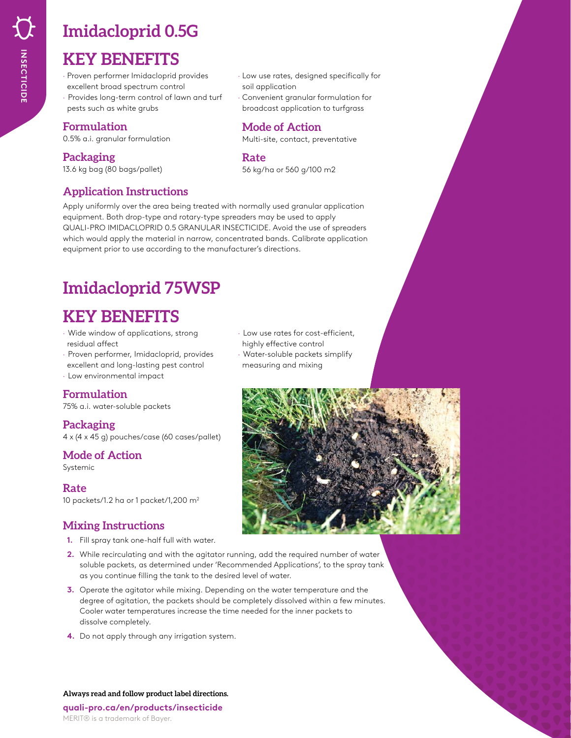# Imidacloprid 0.5G

## KEY BENEFITS

- Proven performer Imidacloprid provides excellent broad spectrum control
- Provides long-term control of lawn and turf pests such as white grubs
- Low use rates, designed specifically for soil application
- Convenient granular formulation for broadcast application to turfgrass

### Formulation

0.5% a.i. granular formulation

### Packaging

13.6 kg bag (80 bags/pallet)

### Mode of Action

Multi-site, contact, preventative

### Rate

56 kg/ha or 560 g/100 m2

### Application Instructions

Apply uniformly over the area being treated with normally used granular application equipment. Both drop-type and rotary-type spreaders may be used to apply QUALI-PRO IMIDACLOPRID 0.5 GRANULAR INSECTICIDE. Avoid the use of spreaders which would apply the material in narrow, concentrated bands. Calibrate application equipment prior to use according to the manufacturer's directions.

# Imidacloprid 75WSP

## KEY BENEFITS

- Wide window of applications, strong residual affect
- Proven performer, Imidacloprid, provides excellent and long-lasting pest control
- Low environmental impact
- Low use rates for cost-efficient, highly effective control
- Water-soluble packets simplify measuring and mixing

### Formulation

75% a.i. water-soluble packets

### Packaging

4 x (4 x 45 g) pouches/case (60 cases/pallet)

### Mode of Action

Systemic

### Rate

10 packets/1.2 ha or 1 packet/1,200 $m^2$

### Mixing Instructions

1. Fill spray tank one-half full with water.
2. While recirculating and with the agitator running, add the required number of water soluble packets, as determined under 'Recommended Applications', to the spray tank as you continue filling the tank to the desired level of water.
3. Operate the agitator while mixing. Depending on the water temperature and the degree of agitation, the packets should be completely dissolved within a few minutes. Cooler water temperatures increase the time needed for the inner packets to dissolve completely.
4. Do not apply through any irrigation system.

**Always read and follow product label directions.**

**quali-pro.ca/en/products/insecticide**

MERIT® is a trademark of Bayer.